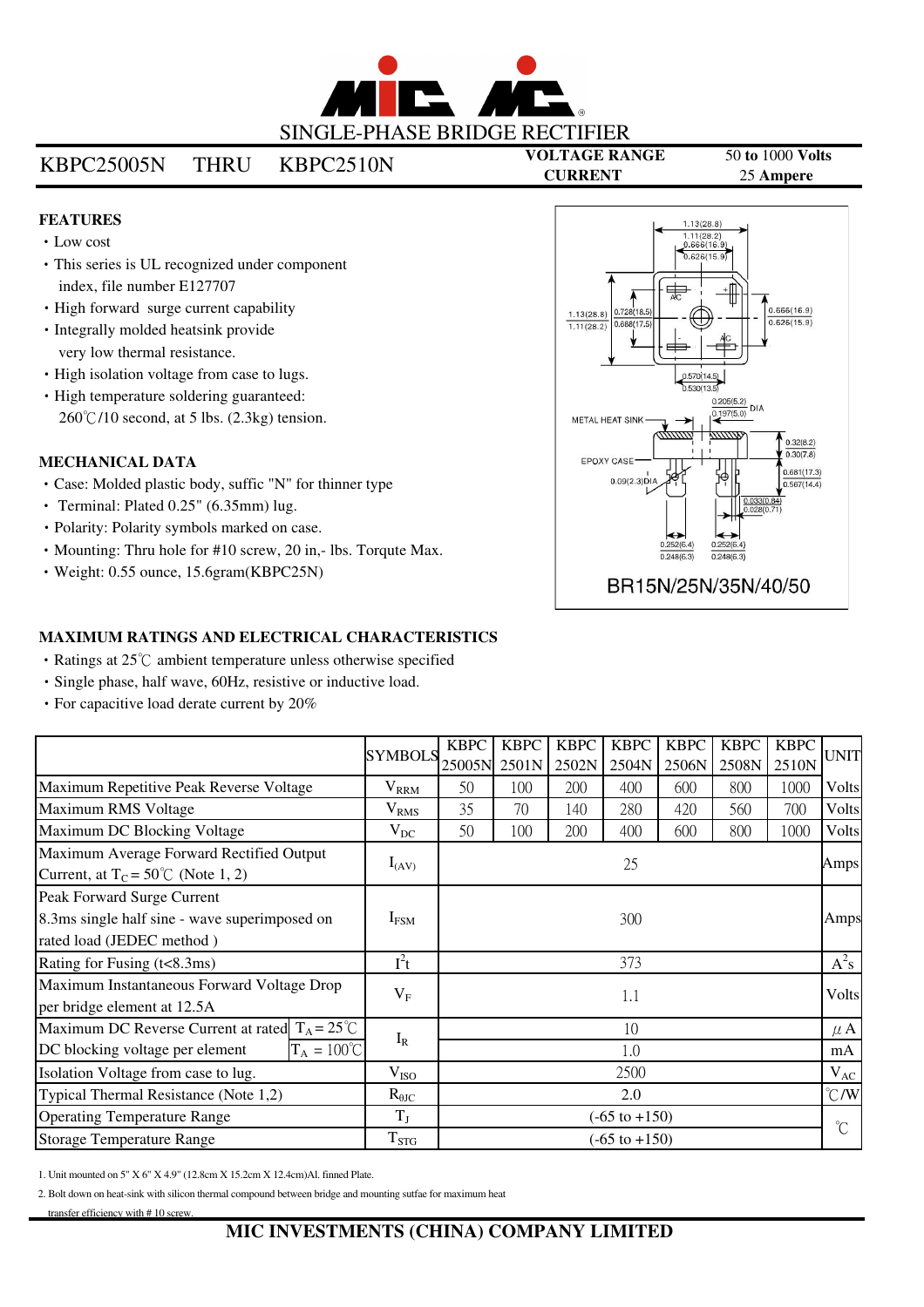# SINGLE-PHASE BRIDGE RECTIFIER

**KBPC25005N THRU KBPC2510N**

**VOLTAGE RANGE** 50 **to** 1000 **Volts**
**CURRENT** 25 **Ampere**

## FEATURES

- Low cost
- This series is UL recognized under component index, file number E127707
- High forward surge current capability
- Integrally molded heatsink provide very low thermal resistance.
- High isolation voltage from case to lugs.
- High temperature soldering guaranteed: 260℃/10 second, at 5 lbs. (2.3kg) tension.

## MECHANICAL DATA

- Case: Molded plastic body, suffic "N" for thinner type
- Terminal: Plated 0.25" (6.35mm) lug.
- Polarity: Polarity symbols marked on case.
- Mounting: Thru hole for #10 screw, 20 in,- lbs. Torqute Max.
- Weight: 0.55 ounce, 15.6gram(KBPC25N)

BR15N/25N/35N/40/50

## MAXIMUM RATINGS AND ELECTRICAL CHARACTERISTICS

- Ratings at 25℃ ambient temperature unless otherwise specified
- Single phase, half wave, 60Hz, resistive or inductive load.
- For capacitive load derate current by 20%

| | SYMBOLS | KBPC 25005N | KBPC 2501N | KBPC 2502N | KBPC 2504N | KBPC 2506N | KBPC 2508N | KBPC 2510N | UNIT |
|---|---|---|---|---|---|---|---|---|---|
| Maximum Repetitive Peak Reverse Voltage | $V_{RRM}$ | 50 | 100 | 200 | 400 | 600 | 800 | 1000 | Volts |
| Maximum RMS Voltage | $V_{RMS}$ | 35 | 70 | 140 | 280 | 420 | 560 | 700 | Volts |
| Maximum DC Blocking Voltage | $V_{DC}$ | 50 | 100 | 200 | 400 | 600 | 800 | 1000 | Volts |
| Maximum Average Forward Rectified Output Current, at $T_C = 50$℃ (Note 1, 2) | $I_{(AV)}$ | 25 | | | | | | | Amps |
| Peak Forward Surge Current 8.3ms single half sine - wave superimposed on rated load (JEDEC method ) | $I_{FSM}$ | 300 | | | | | | | Amps |
| Rating for Fusing (t<8.3ms) | $I^2t$ | 373 | | | | | | | $A^2s$ |
| Maximum Instantaneous Forward Voltage Drop per bridge element at 12.5A | $V_F$ | 1.1 | | | | | | | Volts |
| Maximum DC Reverse Current at rated DC blocking voltage per element, $T_A = 25$℃ | $I_R$ | 10 | | | | | | | μA |
| Maximum DC Reverse Current at rated DC blocking voltage per element, $T_A = 100$℃ | $I_R$ | 1.0 | | | | | | | mA |
| Isolation Voltage from case to lug. | $V_{ISO}$ | 2500 | | | | | | | $V_{AC}$ |
| Typical Thermal Resistance (Note 1,2) | $R_{\theta JC}$ | 2.0 | | | | | | | ℃/W |
| Operating Temperature Range | $T_J$ | (-65 to +150) | | | | | | | ℃ |
| Storage Temperature Range | $T_{STG}$ | (-65 to +150) | | | | | | | ℃ |

1. Unit mounted on 5" X 6" X 4.9" (12.8cm X 15.2cm X 12.4cm)Al. finned Plate.
2. Bolt down on heat-sink with silicon thermal compound between bridge and mounting sutfac for maximum heat transfer efficiency with # 10 screw.

**MIC INVESTMENTS (CHINA) COMPANY LIMITED**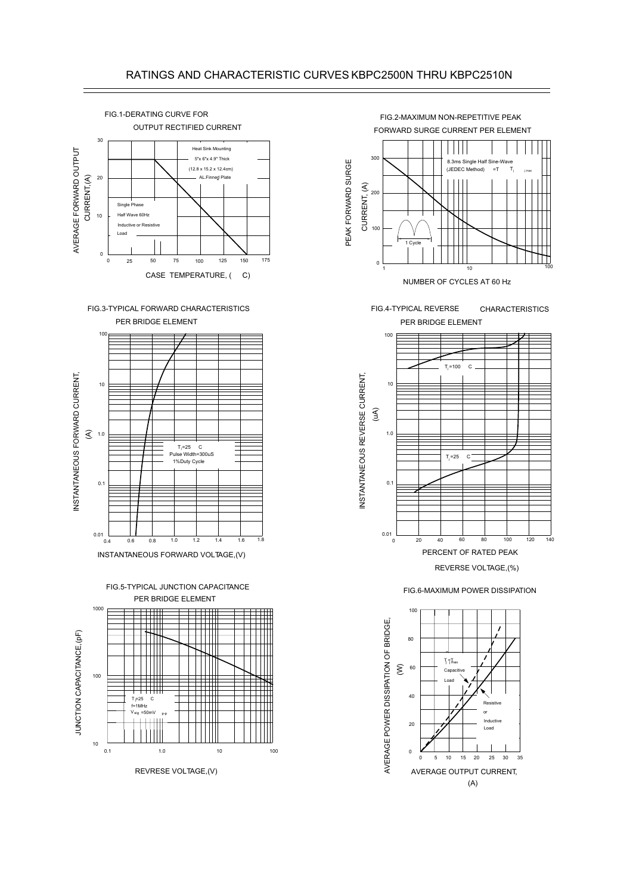# RATINGS AND CHARACTERISTIC CURVES KBPC2500N THRU KBPC2510N

FIG.1-DERATING CURVE FOR OUTPUT RECTIFIED CURRENT

AVERAGE FORWARD OUTPUT CURRENT,(A)

30
20
10
0

0 25 50 75 100 125 150 175

CASE TEMPERATURE, ( C)

Heat Sink Mounting
5"x 6"x 4.9" Thick
(12.8 x 15.2 x 12.4cm)
AL.Finned Plate

Single Phase
Half Wave 60Hz
Inductive or Resistive
Load

FIG.2-MAXIMUM NON-REPETITIVE PEAK FORWARD SURGE CURRENT PER ELEMENT

PEAK FORWARD SURGE CURRENT, (A)

300
200
100
0

1 10 100

NUMBER OF CYCLES AT 60 Hz

8.3ms Single Half Sine-Wave
(JEDEC Method) =T $T_{j\,max}$

1 Cycle

FIG.3-TYPICAL FORWARD CHARACTERISTICS PER BRIDGE ELEMENT

INSTANTANEOUS FORWARD CURRENT, (A)

100
10
1.0
0.1
0.01

0.4 0.6 0.8 1.0 1.2 1.4 1.6 1.8

INSTANTANEOUS FORWARD VOLTAGE,(V)

$T_j$=25 C
Pulse Width=300uS
1%Duty Cycle

FIG.4-TYPICAL REVERSE CHARACTERISTICS PER BRIDGE ELEMENT

INSTANTANEOUS REVERSE CURRENT, (uA)

100
10
1.0
0.1
0.01

0 20 40 60 80 100 120 140

PERCENT OF RATED PEAK REVERSE VOLTAGE,(%)

$T_j$=100 C

$T_j$=25 C

FIG.5-TYPICAL JUNCTION CAPACITANCE PER BRIDGE ELEMENT

JUNCTION CAPACITANCE,(pF)

1000
100
10

0.1 1.0 10 100

REVRESE VOLTAGE,(V)

$T_j$=25 C
f=1MHz
$V_{sig}$ =50mV p-p

FIG.6-MAXIMUM POWER DISSIPATION

AVERAGE POWER DISSIPATION OF BRIDGE, (W)

100
80
60
40
20
0

0 5 10 15 20 25 30 35

AVERAGE OUTPUT CURRENT, (A)

$T_j$=$T_{j\,max}$

Capacitive
Load

Resistive
or
Inductive
Load